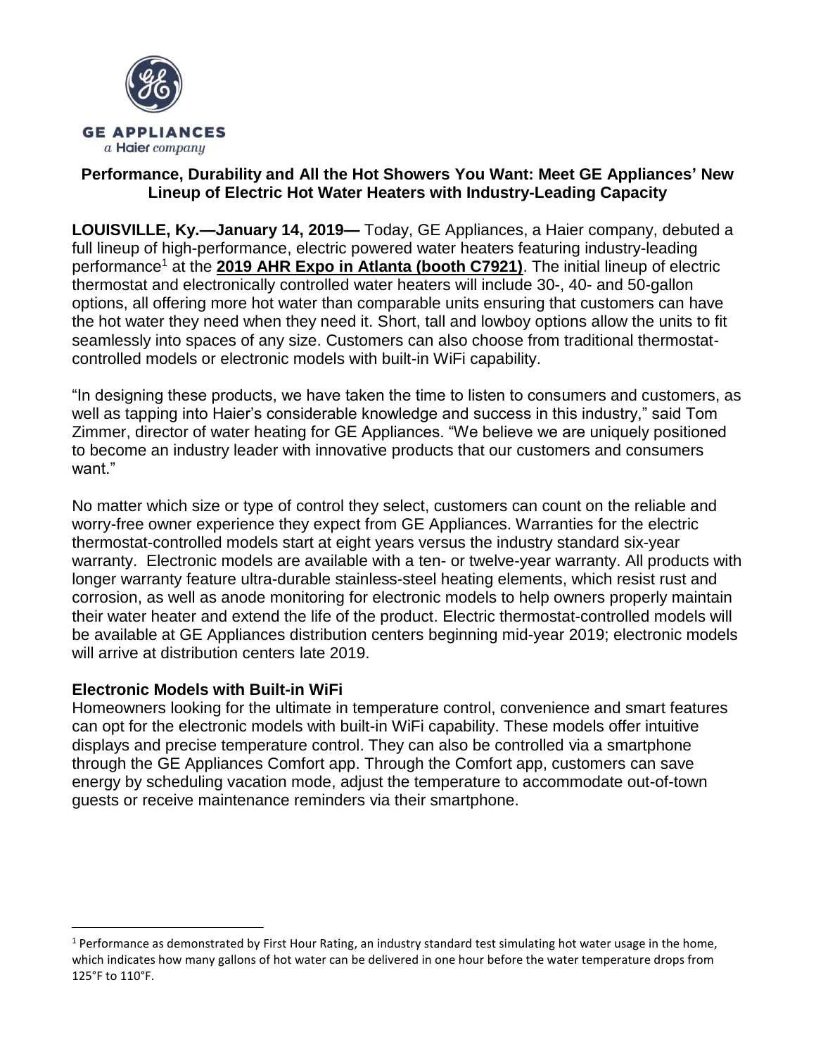GE APPLIANCES
a Haier company

**Performance, Durability and All the Hot Showers You Want: Meet GE Appliances' New Lineup of Electric Hot Water Heaters with Industry-Leading Capacity**

**LOUISVILLE, Ky.—January 14, 2019—** Today, GE Appliances, a Haier company, debuted a full lineup of high-performance, electric powered water heaters featuring industry-leading performance[1] at the **2019 AHR Expo in Atlanta (booth C7921)**. The initial lineup of electric thermostat and electronically controlled water heaters will include 30-, 40- and 50-gallon options, all offering more hot water than comparable units ensuring that customers can have the hot water they need when they need it. Short, tall and lowboy options allow the units to fit seamlessly into spaces of any size. Customers can also choose from traditional thermostat-controlled models or electronic models with built-in WiFi capability.

"In designing these products, we have taken the time to listen to consumers and customers, as well as tapping into Haier's considerable knowledge and success in this industry," said Tom Zimmer, director of water heating for GE Appliances. "We believe we are uniquely positioned to become an industry leader with innovative products that our customers and consumers want."

No matter which size or type of control they select, customers can count on the reliable and worry-free owner experience they expect from GE Appliances. Warranties for the electric thermostat-controlled models start at eight years versus the industry standard six-year warranty. Electronic models are available with a ten- or twelve-year warranty. All products with longer warranty feature ultra-durable stainless-steel heating elements, which resist rust and corrosion, as well as anode monitoring for electronic models to help owners properly maintain their water heater and extend the life of the product. Electric thermostat-controlled models will be available at GE Appliances distribution centers beginning mid-year 2019; electronic models will arrive at distribution centers late 2019.

**Electronic Models with Built-in WiFi**

Homeowners looking for the ultimate in temperature control, convenience and smart features can opt for the electronic models with built-in WiFi capability. These models offer intuitive displays and precise temperature control. They can also be controlled via a smartphone through the GE Appliances Comfort app. Through the Comfort app, customers can save energy by scheduling vacation mode, adjust the temperature to accommodate out-of-town guests or receive maintenance reminders via their smartphone.

---

[1] Performance as demonstrated by First Hour Rating, an industry standard test simulating hot water usage in the home, which indicates how many gallons of hot water can be delivered in one hour before the water temperature drops from 125°F to 110°F.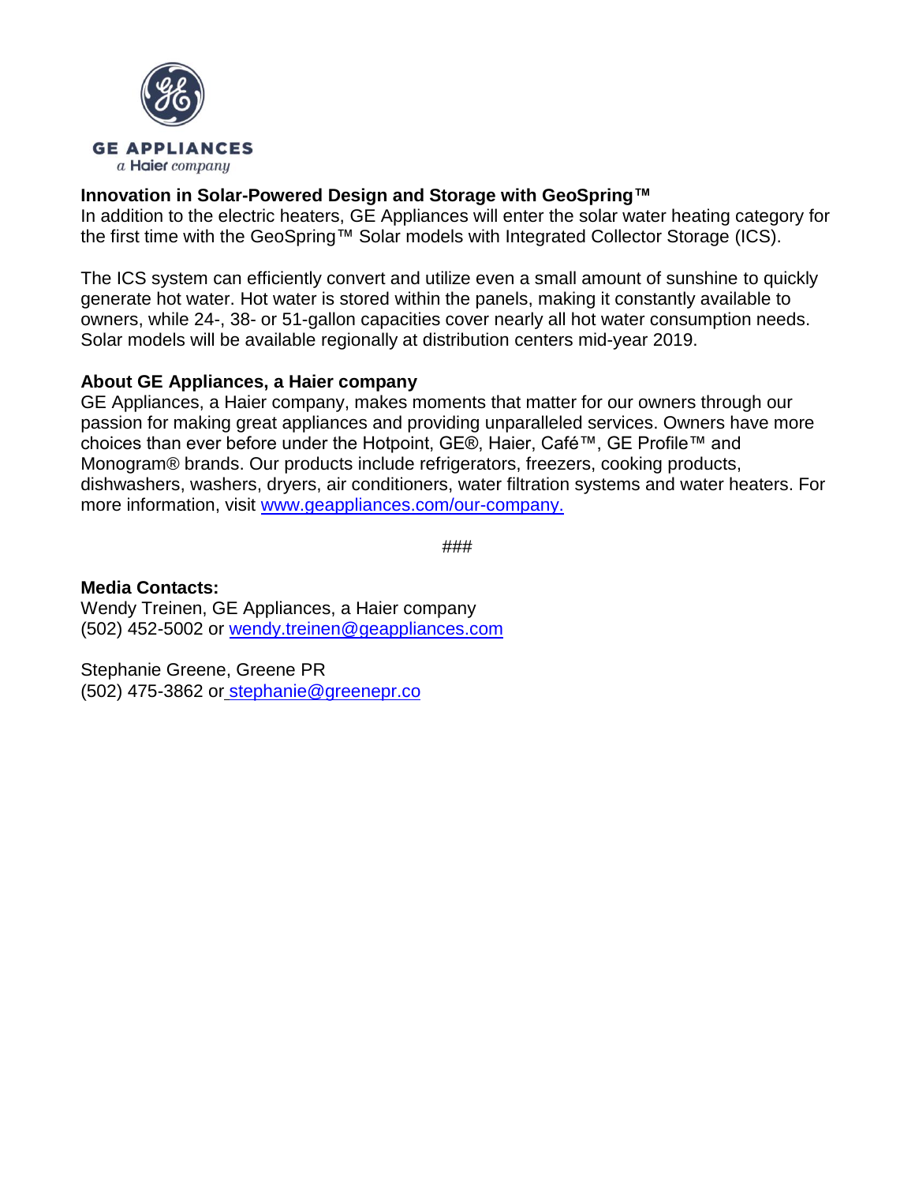GE APPLIANCES
*a Haier company*

**Innovation in Solar-Powered Design and Storage with GeoSpring™**
In addition to the electric heaters, GE Appliances will enter the solar water heating category for the first time with the GeoSpring™ Solar models with Integrated Collector Storage (ICS).

The ICS system can efficiently convert and utilize even a small amount of sunshine to quickly generate hot water. Hot water is stored within the panels, making it constantly available to owners, while 24-, 38- or 51-gallon capacities cover nearly all hot water consumption needs. Solar models will be available regionally at distribution centers mid-year 2019.

**About GE Appliances, a Haier company**
GE Appliances, a Haier company, makes moments that matter for our owners through our passion for making great appliances and providing unparalleled services. Owners have more choices than ever before under the Hotpoint, GE®, Haier, Café™, GE Profile™ and Monogram® brands. Our products include refrigerators, freezers, cooking products, dishwashers, washers, dryers, air conditioners, water filtration systems and water heaters. For more information, visit [www.geappliances.com/our-company.](www.geappliances.com/our-company)

###

**Media Contacts:**
Wendy Treinen, GE Appliances, a Haier company
(502) 452-5002 or wendy.treinen@geappliances.com

Stephanie Greene, Greene PR
(502) 475-3862 or stephanie@greenepr.co